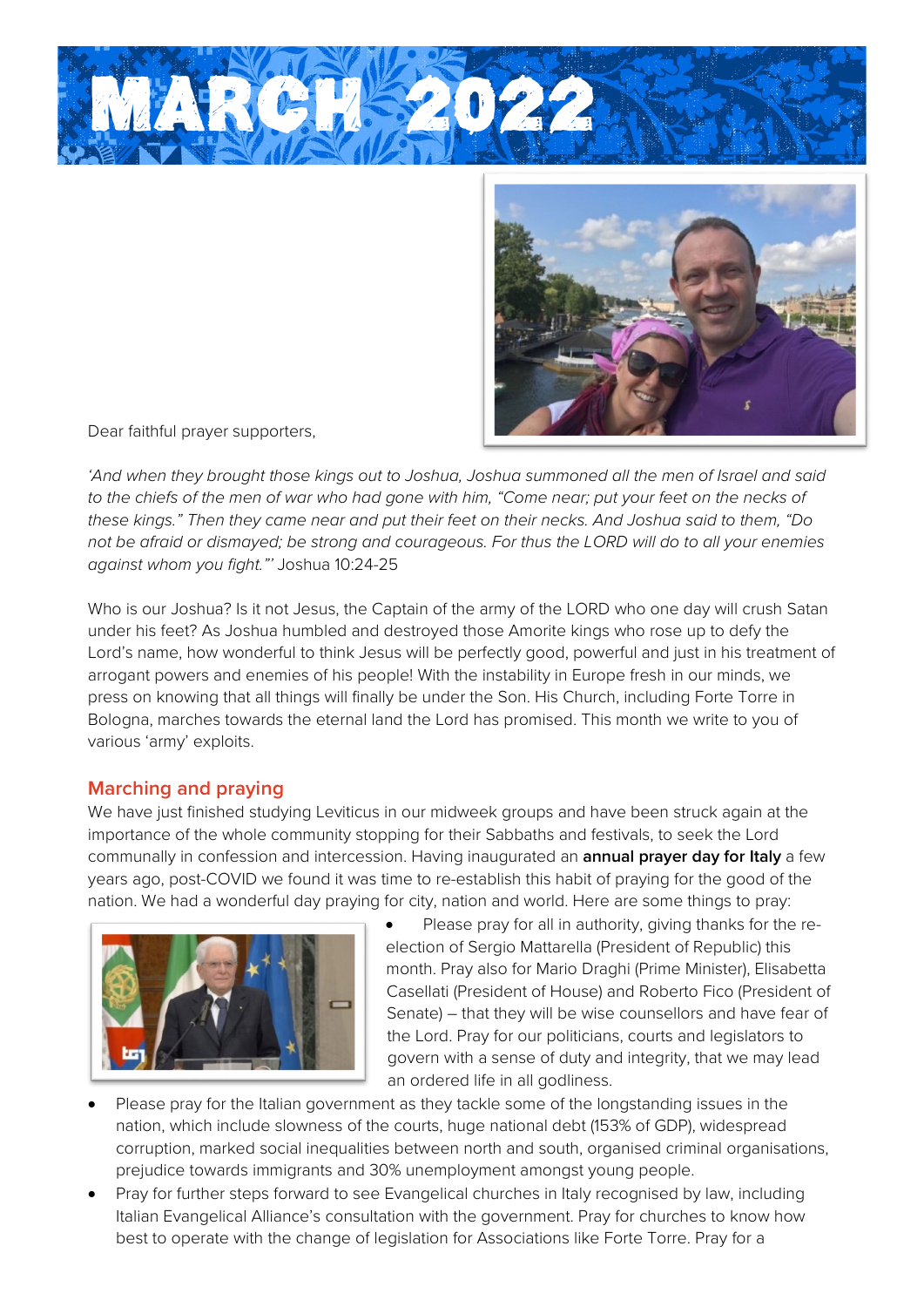# MARCH 2022

Dear faithful prayer supporters,

*'And when they brought those kings out to Joshua, Joshua summoned all the men of Israel and said to the chiefs of the men of war who had gone with him, "Come near; put your feet on the necks of these kings." Then they came near and put their feet on their necks. And Joshua said to them, "Do not be afraid or dismayed; be strong and courageous. For thus the LORD will do to all your enemies against whom you fight."'* Joshua 10:24-25

Who is our Joshua? Is it not Jesus, the Captain of the army of the LORD who one day will crush Satan under his feet? As Joshua humbled and destroyed those Amorite kings who rose up to defy the Lord's name, how wonderful to think Jesus will be perfectly good, powerful and just in his treatment of arrogant powers and enemies of his people! With the instability in Europe fresh in our minds, we press on knowing that all things will finally be under the Son. His Church, including Forte Torre in Bologna, marches towards the eternal land the Lord has promised. This month we write to you of various 'army' exploits.

## Marching and praying

We have just finished studying Leviticus in our midweek groups and have been struck again at the importance of the whole community stopping for their Sabbaths and festivals, to seek the Lord communally in confession and intercession. Having inaugurated an **annual prayer day for Italy** a few years ago, post-COVID we found it was time to re-establish this habit of praying for the good of the nation. We had a wonderful day praying for city, nation and world. Here are some things to pray:

- Please pray for all in authority, giving thanks for the re-election of Sergio Mattarella (President of Republic) this month. Pray also for Mario Draghi (Prime Minister), Elisabetta Casellati (President of House) and Roberto Fico (President of Senate) – that they will be wise counsellors and have fear of the Lord. Pray for our politicians, courts and legislators to govern with a sense of duty and integrity, that we may lead an ordered life in all godliness.
- Please pray for the Italian government as they tackle some of the longstanding issues in the nation, which include slowness of the courts, huge national debt (153% of GDP), widespread corruption, marked social inequalities between north and south, organised criminal organisations, prejudice towards immigrants and 30% unemployment amongst young people.
- Pray for further steps forward to see Evangelical churches in Italy recognised by law, including Italian Evangelical Alliance's consultation with the government. Pray for churches to know how best to operate with the change of legislation for Associations like Forte Torre. Pray for a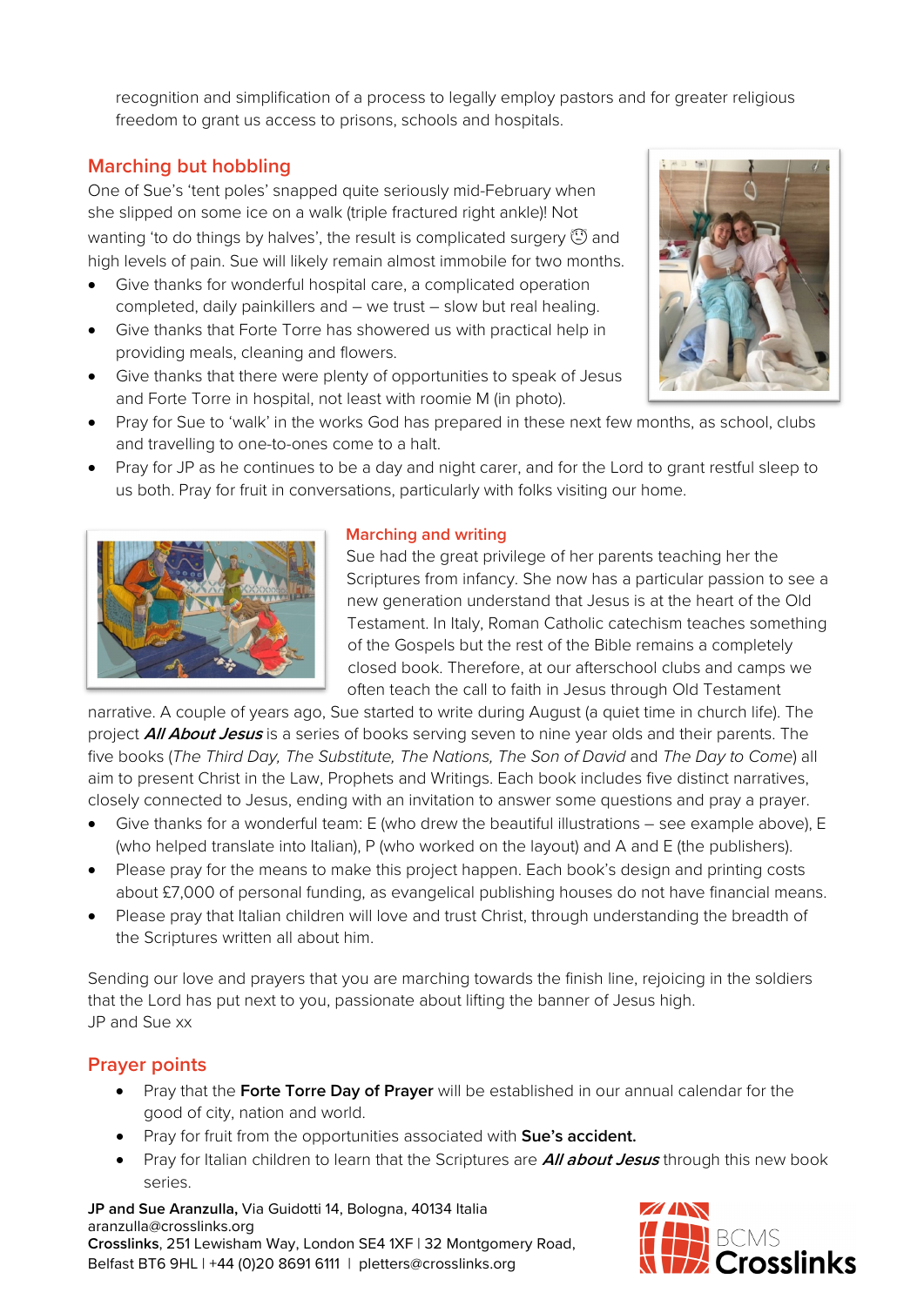recognition and simplification of a process to legally employ pastors and for greater religious freedom to grant us access to prisons, schools and hospitals.

## Marching but hobbling

One of Sue's 'tent poles' snapped quite seriously mid-February when she slipped on some ice on a walk (triple fractured right ankle)! Not wanting 'to do things by halves', the result is complicated surgery ☹ and high levels of pain. Sue will likely remain almost immobile for two months.

- Give thanks for wonderful hospital care, a complicated operation completed, daily painkillers and – we trust – slow but real healing.
- Give thanks that Forte Torre has showered us with practical help in providing meals, cleaning and flowers.
- Give thanks that there were plenty of opportunities to speak of Jesus and Forte Torre in hospital, not least with roomie M (in photo).
- Pray for Sue to 'walk' in the works God has prepared in these next few months, as school, clubs and travelling to one-to-ones come to a halt.
- Pray for JP as he continues to be a day and night carer, and for the Lord to grant restful sleep to us both. Pray for fruit in conversations, particularly with folks visiting our home.

## Marching and writing

Sue had the great privilege of her parents teaching her the Scriptures from infancy. She now has a particular passion to see a new generation understand that Jesus is at the heart of the Old Testament. In Italy, Roman Catholic catechism teaches something of the Gospels but the rest of the Bible remains a completely closed book. Therefore, at our afterschool clubs and camps we often teach the call to faith in Jesus through Old Testament narrative. A couple of years ago, Sue started to write during August (a quiet time in church life). The project ***All About Jesus*** is a series of books serving seven to nine year olds and their parents. The five books (*The Third Day, The Substitute, The Nations, The Son of David* and *The Day to Come*) all aim to present Christ in the Law, Prophets and Writings. Each book includes five distinct narratives, closely connected to Jesus, ending with an invitation to answer some questions and pray a prayer.

- Give thanks for a wonderful team: E (who drew the beautiful illustrations – see example above), E (who helped translate into Italian), P (who worked on the layout) and A and E (the publishers).
- Please pray for the means to make this project happen. Each book's design and printing costs about £7,000 of personal funding, as evangelical publishing houses do not have financial means.
- Please pray that Italian children will love and trust Christ, through understanding the breadth of the Scriptures written all about him.

Sending our love and prayers that you are marching towards the finish line, rejoicing in the soldiers that the Lord has put next to you, passionate about lifting the banner of Jesus high.
JP and Sue xx

## Prayer points

- Pray that the **Forte Torre Day of Prayer** will be established in our annual calendar for the good of city, nation and world.
- Pray for fruit from the opportunities associated with **Sue's accident.**
- Pray for Italian children to learn that the Scriptures are ***All about Jesus*** through this new book series.

**JP and Sue Aranzulla,** Via Guidotti 14, Bologna, 40134 Italia
aranzulla@crosslinks.org
**Crosslinks**, 251 Lewisham Way, London SE4 1XF | 32 Montgomery Road, Belfast BT6 9HL | +44 (0)20 8691 6111 | pletters@crosslinks.org

BCMS Crosslinks